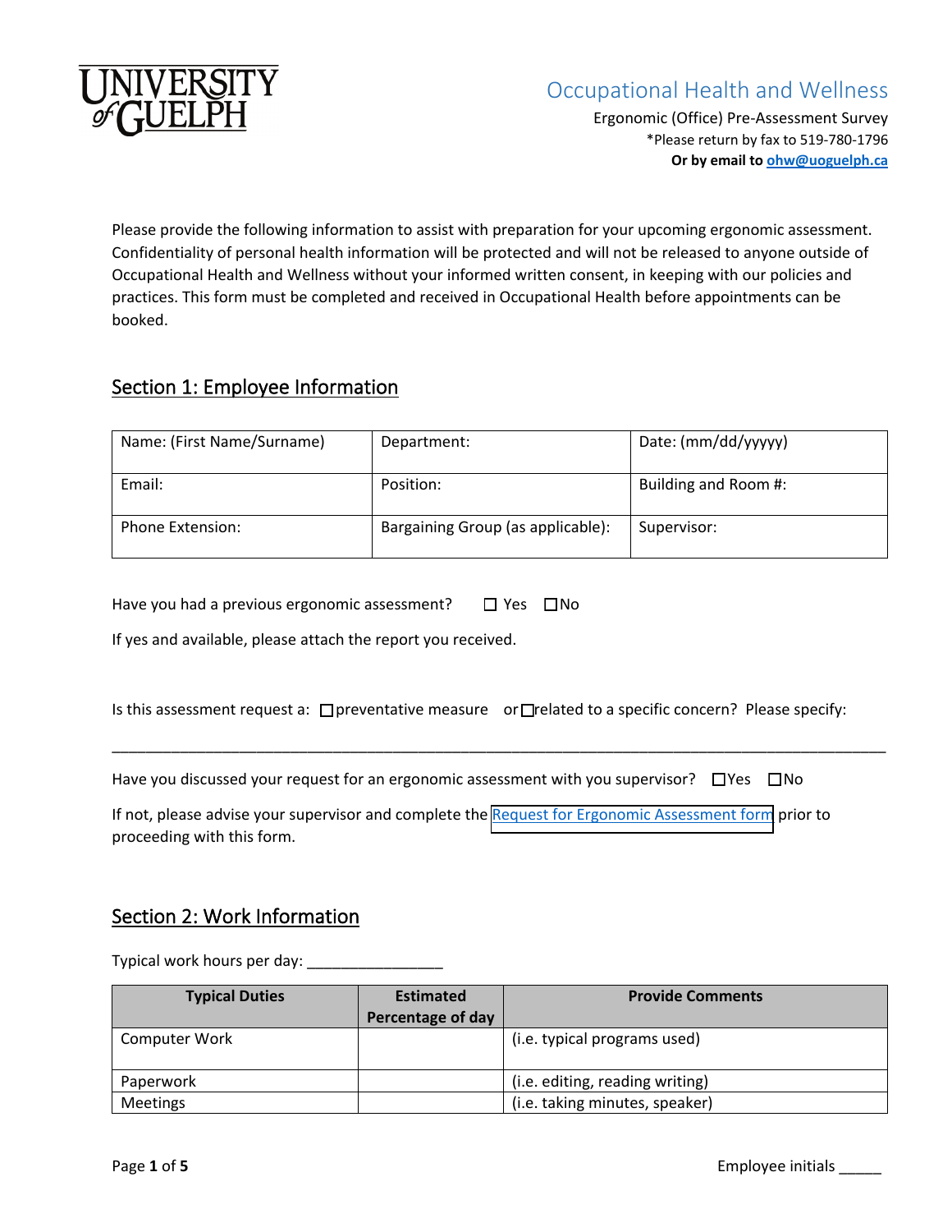UNIVERSITY of GUELPH

# Occupational Health and Wellness

Ergonomic (Office) Pre-Assessment Survey
*Please return by fax to 519-780-1796
**Or by email to ohw@uoguelph.ca**

Please provide the following information to assist with preparation for your upcoming ergonomic assessment. Confidentiality of personal health information will be protected and will not be released to anyone outside of Occupational Health and Wellness without your informed written consent, in keeping with our policies and practices. This form must be completed and received in Occupational Health before appointments can be booked.

## Section 1: Employee Information

| | | |
|---|---|---|
| Name: (First Name/Surname) | Department: | Date: (mm/dd/yyyyy) |
| Email: | Position: | Building and Room #: |
| Phone Extension: | Bargaining Group (as applicable): | Supervisor: |

Have you had a previous ergonomic assessment? ☐ Yes ☐ No

If yes and available, please attach the report you received.

Is this assessment request a: ☐ preventative measure or ☐ related to a specific concern? Please specify:

_______________________________________________________________________________________

Have you discussed your request for an ergonomic assessment with you supervisor? ☐ Yes ☐ No

If not, please advise your supervisor and complete the Request for Ergonomic Assessment form prior to proceeding with this form.

## Section 2: Work Information

Typical work hours per day: ________________

| Typical Duties | Estimated Percentage of day | Provide Comments |
|---|---|---|
| Computer Work | | (i.e. typical programs used) |
| Paperwork | | (i.e. editing, reading writing) |
| Meetings | | (i.e. taking minutes, speaker) |

Employee initials _____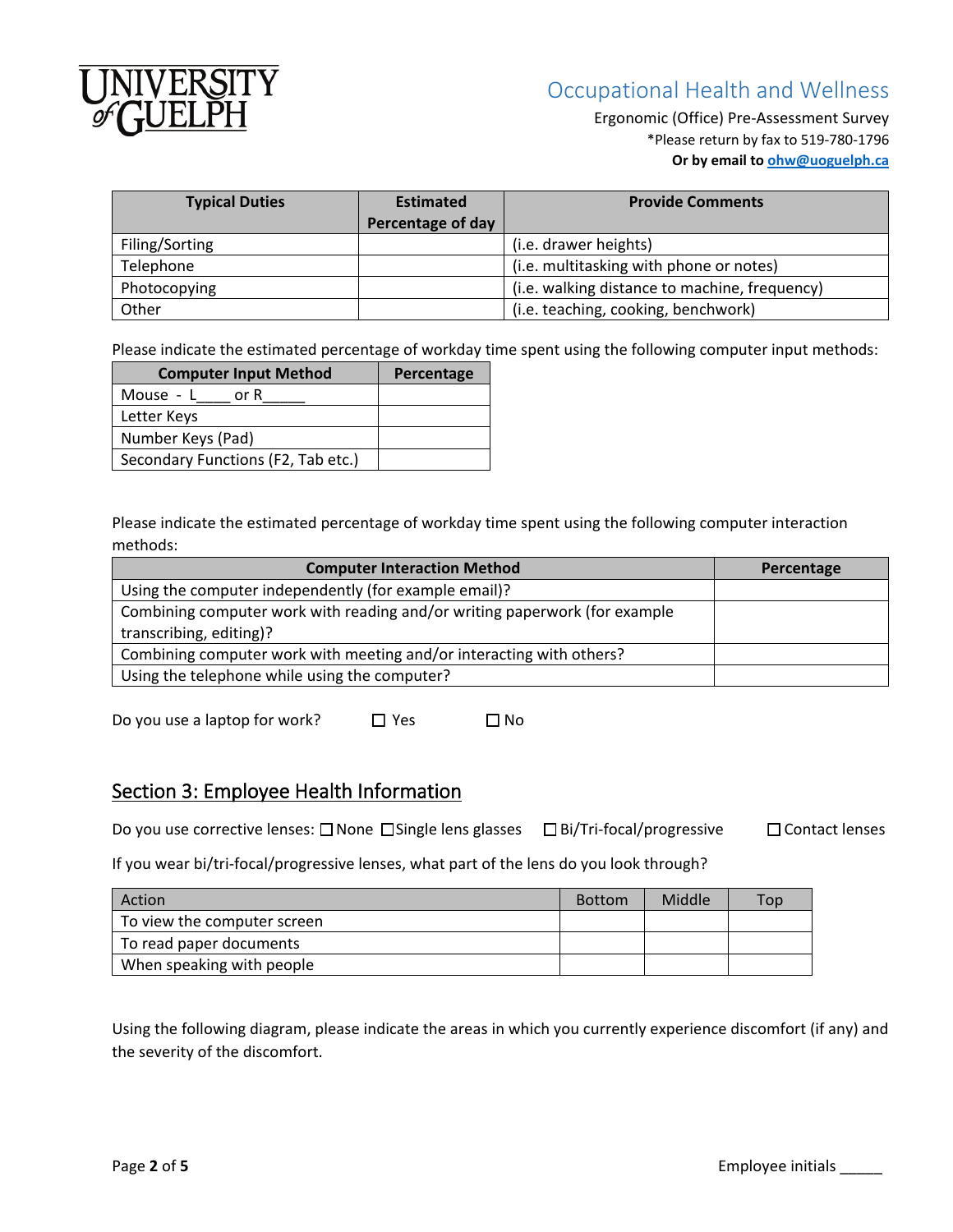Occupational Health and Wellness

Ergonomic (Office) Pre-Assessment Survey

*Please return by fax to 519-780-1796

**Or by email to ohw@uoguelph.ca**

| Typical Duties | Estimated Percentage of day | Provide Comments |
|---|---|---|
| Filing/Sorting | | (i.e. drawer heights) |
| Telephone | | (i.e. multitasking with phone or notes) |
| Photocopying | | (i.e. walking distance to machine, frequency) |
| Other | | (i.e. teaching, cooking, benchwork) |

Please indicate the estimated percentage of workday time spent using the following computer input methods:

| Computer Input Method | Percentage |
|---|---|
| Mouse - L____ or R_____ | |
| Letter Keys | |
| Number Keys (Pad) | |
| Secondary Functions (F2, Tab etc.) | |

Please indicate the estimated percentage of workday time spent using the following computer interaction methods:

| Computer Interaction Method | Percentage |
|---|---|
| Using the computer independently (for example email)? | |
| Combining computer work with reading and/or writing paperwork (for example transcribing, editing)? | |
| Combining computer work with meeting and/or interacting with others? | |
| Using the telephone while using the computer? | |

Do you use a laptop for work? ☐ Yes ☐ No

## Section 3: Employee Health Information

Do you use corrective lenses: ☐ None ☐ Single lens glasses ☐ Bi/Tri-focal/progressive ☐ Contact lenses

If you wear bi/tri-focal/progressive lenses, what part of the lens do you look through?

| Action | Bottom | Middle | Top |
|---|---|---|---|
| To view the computer screen | | | |
| To read paper documents | | | |
| When speaking with people | | | |

Using the following diagram, please indicate the areas in which you currently experience discomfort (if any) and the severity of the discomfort.

Employee initials _____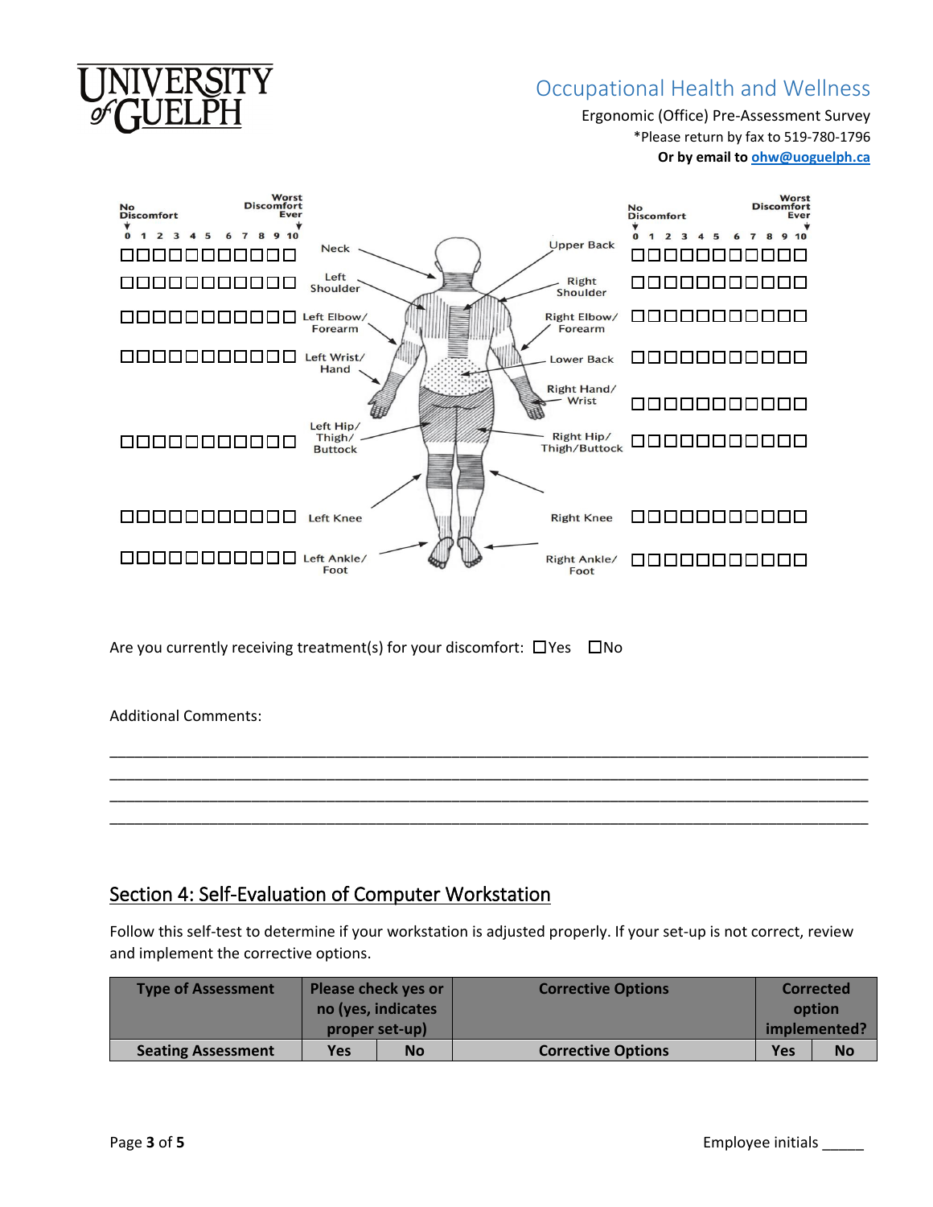University of Guelph

Occupational Health and Wellness

Ergonomic (Office) Pre-Assessment Survey

*Please return by fax to 519-780-1796

**Or by email to ohw@uoguelph.ca**

No Discomfort — Worst Discomfort Ever

0 1 2 3 4 5 6 7 8 9 10

| Body Area (Left side) | 0 | 1 | 2 | 3 | 4 | 5 | 6 | 7 | 8 | 9 | 10 |
|---|---|---|---|---|---|---|---|---|---|---|---|
| Neck | ☐ | ☐ | ☐ | ☐ | ☐ | ☐ | ☐ | ☐ | ☐ | ☐ | ☐ |
| Left Shoulder | ☐ | ☐ | ☐ | ☐ | ☐ | ☐ | ☐ | ☐ | ☐ | ☐ | ☐ |
| Left Elbow/ Forearm | ☐ | ☐ | ☐ | ☐ | ☐ | ☐ | ☐ | ☐ | ☐ | ☐ | ☐ |
| Left Wrist/ Hand | ☐ | ☐ | ☐ | ☐ | ☐ | ☐ | ☐ | ☐ | ☐ | ☐ | ☐ |
| Left Hip/ Thigh/ Buttock | ☐ | ☐ | ☐ | ☐ | ☐ | ☐ | ☐ | ☐ | ☐ | ☐ | ☐ |
| Left Knee | ☐ | ☐ | ☐ | ☐ | ☐ | ☐ | ☐ | ☐ | ☐ | ☐ | ☐ |
| Left Ankle/ Foot | ☐ | ☐ | ☐ | ☐ | ☐ | ☐ | ☐ | ☐ | ☐ | ☐ | ☐ |

| Body Area (Right side) | 0 | 1 | 2 | 3 | 4 | 5 | 6 | 7 | 8 | 9 | 10 |
|---|---|---|---|---|---|---|---|---|---|---|---|
| Upper Back | ☐ | ☐ | ☐ | ☐ | ☐ | ☐ | ☐ | ☐ | ☐ | ☐ | ☐ |
| Right Shoulder | ☐ | ☐ | ☐ | ☐ | ☐ | ☐ | ☐ | ☐ | ☐ | ☐ | ☐ |
| Right Elbow/ Forearm | ☐ | ☐ | ☐ | ☐ | ☐ | ☐ | ☐ | ☐ | ☐ | ☐ | ☐ |
| Lower Back | ☐ | ☐ | ☐ | ☐ | ☐ | ☐ | ☐ | ☐ | ☐ | ☐ | ☐ |
| Right Hand/ Wrist | ☐ | ☐ | ☐ | ☐ | ☐ | ☐ | ☐ | ☐ | ☐ | ☐ | ☐ |
| Right Hip/ Thigh/Buttock | ☐ | ☐ | ☐ | ☐ | ☐ | ☐ | ☐ | ☐ | ☐ | ☐ | ☐ |
| Right Knee | ☐ | ☐ | ☐ | ☐ | ☐ | ☐ | ☐ | ☐ | ☐ | ☐ | ☐ |
| Right Ankle/ Foot | ☐ | ☐ | ☐ | ☐ | ☐ | ☐ | ☐ | ☐ | ☐ | ☐ | ☐ |

Are you currently receiving treatment(s) for your discomfort: ☐Yes ☐No

Additional Comments:

______________________________________________________________________________
______________________________________________________________________________
______________________________________________________________________________
______________________________________________________________________________

## Section 4: Self-Evaluation of Computer Workstation

Follow this self-test to determine if your workstation is adjusted properly. If your set-up is not correct, review and implement the corrective options.

| Type of Assessment | Please check yes or no (yes, indicates proper set-up) | | Corrective Options | Corrected option implemented? | |
|---|---|---|---|---|---|
| **Seating Assessment** | **Yes** | **No** | **Corrective Options** | **Yes** | **No** |

Employee initials _____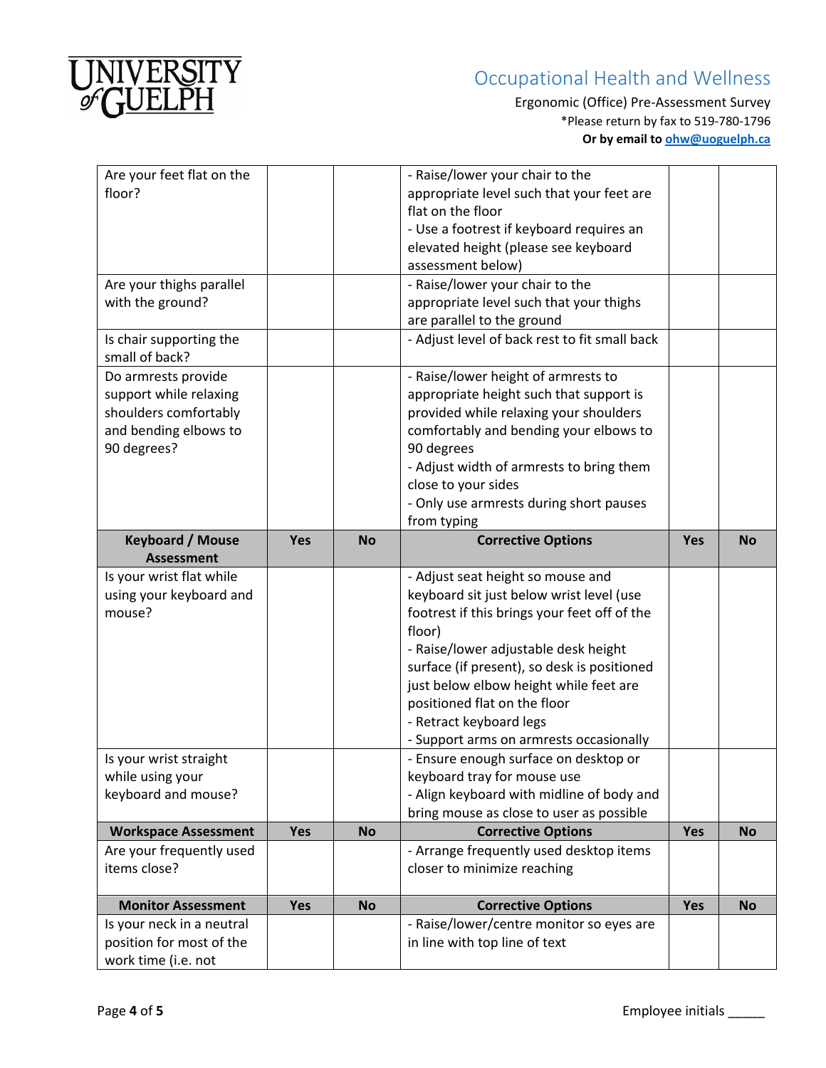Occupational Health and Wellness

Ergonomic (Office) Pre-Assessment Survey

*Please return by fax to 519-780-1796

**Or by email to ohw@uoguelph.ca**

| | | | | | |
|---|---|---|---|---|---|
| Are your feet flat on the floor? | | | - Raise/lower your chair to the appropriate level such that your feet are flat on the floor<br>- Use a footrest if keyboard requires an elevated height (please see keyboard assessment below) | | |
| Are your thighs parallel with the ground? | | | - Raise/lower your chair to the appropriate level such that your thighs are parallel to the ground | | |
| Is chair supporting the small of back? | | | - Adjust level of back rest to fit small back | | |
| Do armrests provide support while relaxing shoulders comfortably and bending elbows to 90 degrees? | | | - Raise/lower height of armrests to appropriate height such that support is provided while relaxing your shoulders comfortably and bending your elbows to 90 degrees<br>- Adjust width of armrests to bring them close to your sides<br>- Only use armrests during short pauses from typing | | |
| **Keyboard / Mouse Assessment** | **Yes** | **No** | **Corrective Options** | **Yes** | **No** |
| Is your wrist flat while using your keyboard and mouse? | | | - Adjust seat height so mouse and keyboard sit just below wrist level (use footrest if this brings your feet off of the floor)<br>- Raise/lower adjustable desk height surface (if present), so desk is positioned just below elbow height while feet are positioned flat on the floor<br>- Retract keyboard legs<br>- Support arms on armrests occasionally | | |
| Is your wrist straight while using your keyboard and mouse? | | | - Ensure enough surface on desktop or keyboard tray for mouse use<br>- Align keyboard with midline of body and bring mouse as close to user as possible | | |
| **Workspace Assessment** | **Yes** | **No** | **Corrective Options** | **Yes** | **No** |
| Are your frequently used items close? | | | - Arrange frequently used desktop items closer to minimize reaching | | |
| **Monitor Assessment** | **Yes** | **No** | **Corrective Options** | **Yes** | **No** |
| Is your neck in a neutral position for most of the work time (i.e. not | | | - Raise/lower/centre monitor so eyes are in line with top line of text | | |

Employee initials _____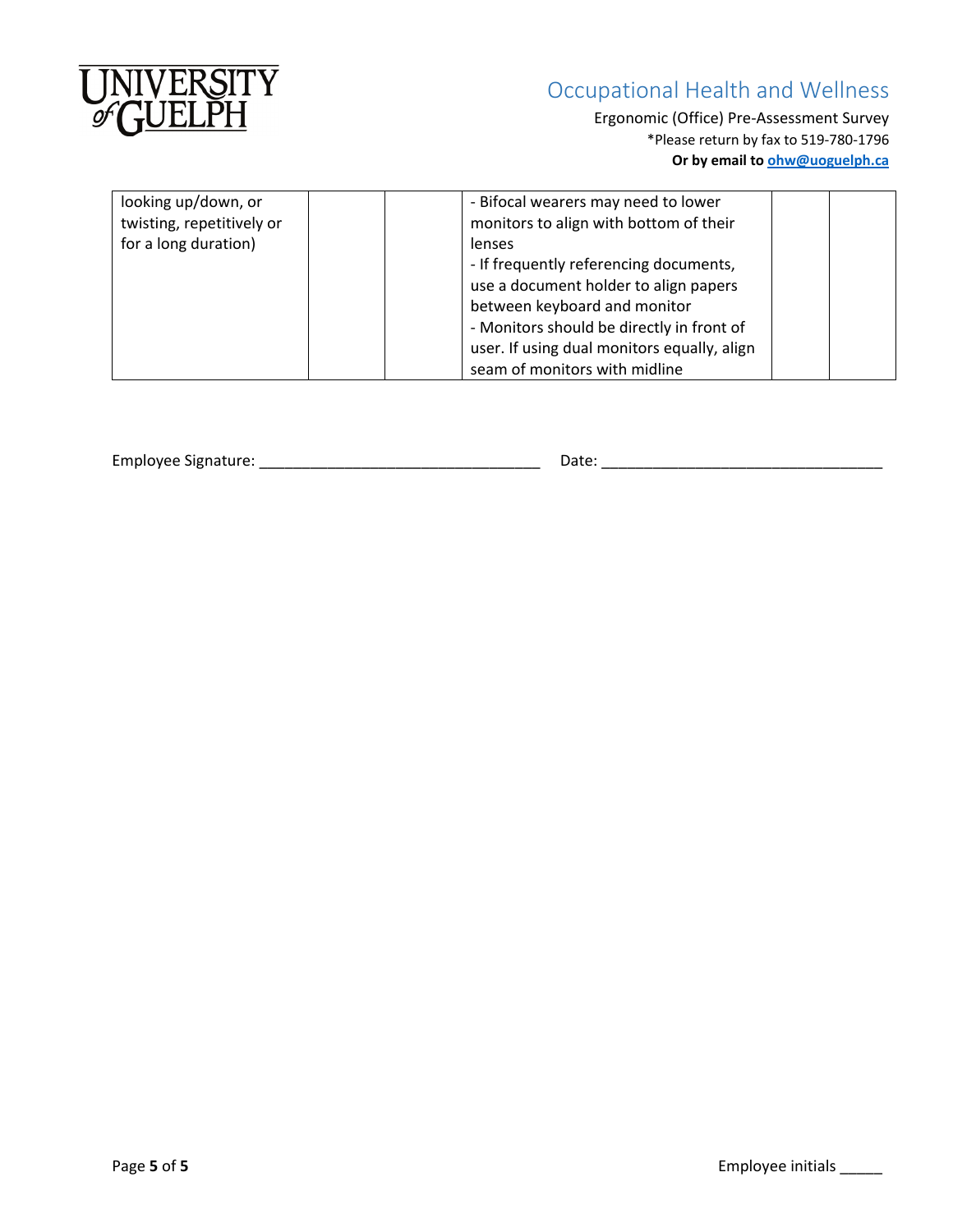| | | | | | |
|---|---|---|---|---|---|
| looking up/down, or twisting, repetitively or for a long duration) | | | - Bifocal wearers may need to lower monitors to align with bottom of their lenses<br>- If frequently referencing documents, use a document holder to align papers between keyboard and monitor<br>- Monitors should be directly in front of user. If using dual monitors equally, align seam of monitors with midline | | |

Employee Signature: _________________________________ Date: _________________________________

Employee initials _____